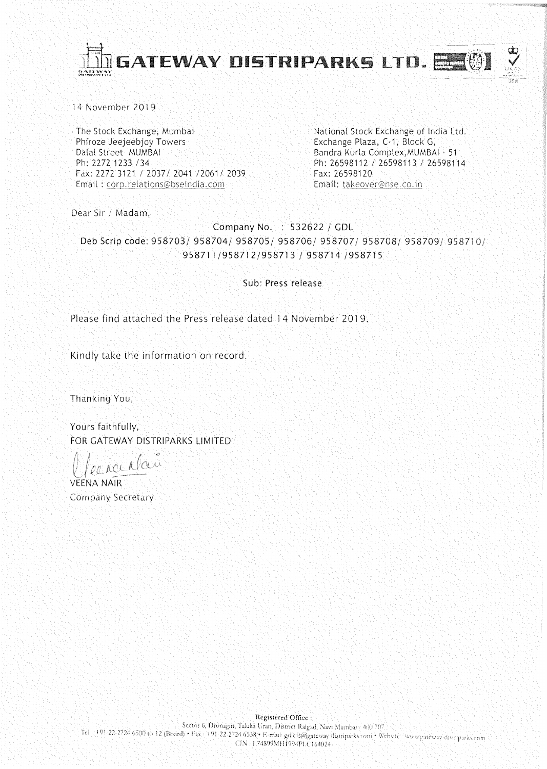# GATEWAY DISTRIPARKS LTD.

14 November 2019

The Stock Exchange, Mumbai
Phiroze Jeejeebjoy Towers
Dalal Street MUMBAI
Ph: 2272 1233 /34
Fax: 2272 3121 / 2037/ 2041 /2061/ 2039
Email : corp.relations@bseindia.com

National Stock Exchange of India Ltd.
Exchange Plaza, C-1, Block G,
Bandra Kurla Complex, MUMBAI - 51
Ph: 26598112 / 26598113 / 26598114
Fax: 26598120
Email: takeover@nse.co.in

Dear Sir / Madam,

Company No. : 532622 / GDL
Deb Scrip code: 958703/ 958704/ 958705/ 958706/ 958707/ 958708/ 958709/ 958710/ 958711/958712/958713 / 958714 /958715

Sub: Press release

Please find attached the Press release dated 14 November 2019.

Kindly take the information on record.

Thanking You,

Yours faithfully,
FOR GATEWAY DISTRIPARKS LIMITED

VEENA NAIR
Company Secretary

Registered Office :
Sector 6, Dronagiri, Taluka Uran, District Raigad, Navi Mumbai - 400 707
Tel : +91 22 2724 6500 to 12 (Board) • Fax : +91 22 2724 6538 • E mail: gdlcfs@gateway-distriparks.com • Website : www.gateway-distriparks.com
CIN : L74899MH1994PLC164024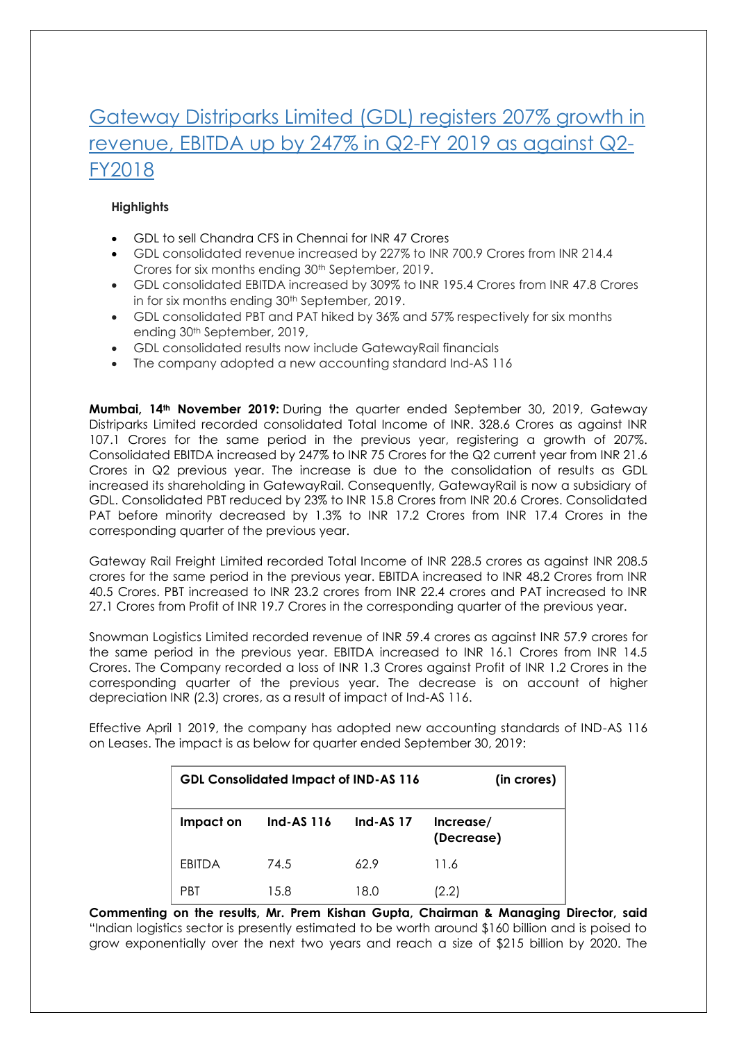# Gateway Distriparks Limited (GDL) registers 207% growth in revenue, EBITDA up by 247% in Q2-FY 2019 as against Q2-FY2018

**Highlights**

- GDL to sell Chandra CFS in Chennai for INR 47 Crores
- GDL consolidated revenue increased by 227% to INR 700.9 Crores from INR 214.4 Crores for six months ending 30th September, 2019.
- GDL consolidated EBITDA increased by 309% to INR 195.4 Crores from INR 47.8 Crores in for six months ending 30th September, 2019.
- GDL consolidated PBT and PAT hiked by 36% and 57% respectively for six months ending 30th September, 2019,
- GDL consolidated results now include GatewayRail financials
- The company adopted a new accounting standard Ind-AS 116

**Mumbai, 14th November 2019:** During the quarter ended September 30, 2019, Gateway Distriparks Limited recorded consolidated Total Income of INR. 328.6 Crores as against INR 107.1 Crores for the same period in the previous year, registering a growth of 207%. Consolidated EBITDA increased by 247% to INR 75 Crores for the Q2 current year from INR 21.6 Crores in Q2 previous year. The increase is due to the consolidation of results as GDL increased its shareholding in GatewayRail. Consequently, GatewayRail is now a subsidiary of GDL. Consolidated PBT reduced by 23% to INR 15.8 Crores from INR 20.6 Crores. Consolidated PAT before minority decreased by 1.3% to INR 17.2 Crores from INR 17.4 Crores in the corresponding quarter of the previous year.

Gateway Rail Freight Limited recorded Total Income of INR 228.5 crores as against INR 208.5 crores for the same period in the previous year. EBITDA increased to INR 48.2 Crores from INR 40.5 Crores. PBT increased to INR 23.2 crores from INR 22.4 crores and PAT increased to INR 27.1 Crores from Profit of INR 19.7 Crores in the corresponding quarter of the previous year.

Snowman Logistics Limited recorded revenue of INR 59.4 crores as against INR 57.9 crores for the same period in the previous year. EBITDA increased to INR 16.1 Crores from INR 14.5 Crores. The Company recorded a loss of INR 1.3 Crores against Profit of INR 1.2 Crores in the corresponding quarter of the previous year. The decrease is on account of higher depreciation INR (2.3) crores, as a result of impact of Ind-AS 116.

Effective April 1 2019, the company has adopted new accounting standards of IND-AS 116 on Leases. The impact is as below for quarter ended September 30, 2019:

| **GDL Consolidated Impact of IND-AS 116** | | | **(in crores)** |
|---|---|---|---|
| **Impact on** | **Ind-AS 116** | **Ind-AS 17** | **Increase/ (Decrease)** |
| EBITDA | 74.5 | 62.9 | 11.6 |
| PBT | 15.8 | 18.0 | (2.2) |

**Commenting on the results, Mr. Prem Kishan Gupta, Chairman & Managing Director, said** "Indian logistics sector is presently estimated to be worth around $160 billion and is poised to grow exponentially over the next two years and reach a size of $215 billion by 2020. The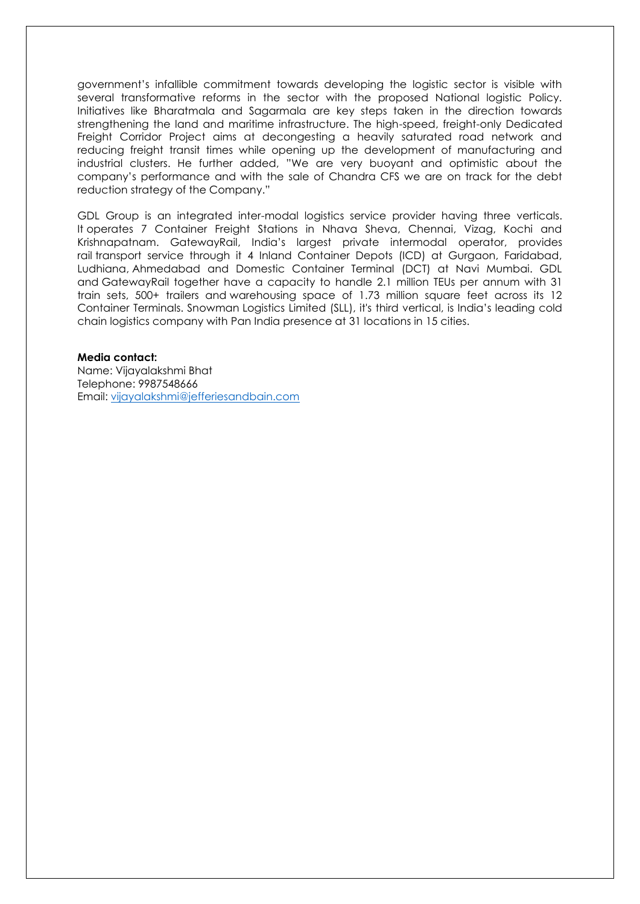government's infallible commitment towards developing the logistic sector is visible with several transformative reforms in the sector with the proposed National logistic Policy. Initiatives like Bharatmala and Sagarmala are key steps taken in the direction towards strengthening the land and maritime infrastructure. The high-speed, freight-only Dedicated Freight Corridor Project aims at decongesting a heavily saturated road network and reducing freight transit times while opening up the development of manufacturing and industrial clusters. He further added, "We are very buoyant and optimistic about the company's performance and with the sale of Chandra CFS we are on track for the debt reduction strategy of the Company."

GDL Group is an integrated inter-modal logistics service provider having three verticals. It operates 7 Container Freight Stations in Nhava Sheva, Chennai, Vizag, Kochi and Krishnapatnam. GatewayRail, India's largest private intermodal operator, provides rail transport service through it 4 Inland Container Depots (ICD) at Gurgaon, Faridabad, Ludhiana, Ahmedabad and Domestic Container Terminal (DCT) at Navi Mumbai. GDL and GatewayRail together have a capacity to handle 2.1 million TEUs per annum with 31 train sets, 500+ trailers and warehousing space of 1.73 million square feet across its 12 Container Terminals. Snowman Logistics Limited (SLL), it's third vertical, is India's leading cold chain logistics company with Pan India presence at 31 locations in 15 cities.

**Media contact:**
Name: Vijayalakshmi Bhat
Telephone: 9987548666
Email: vijayalakshmi@jefferiesandbain.com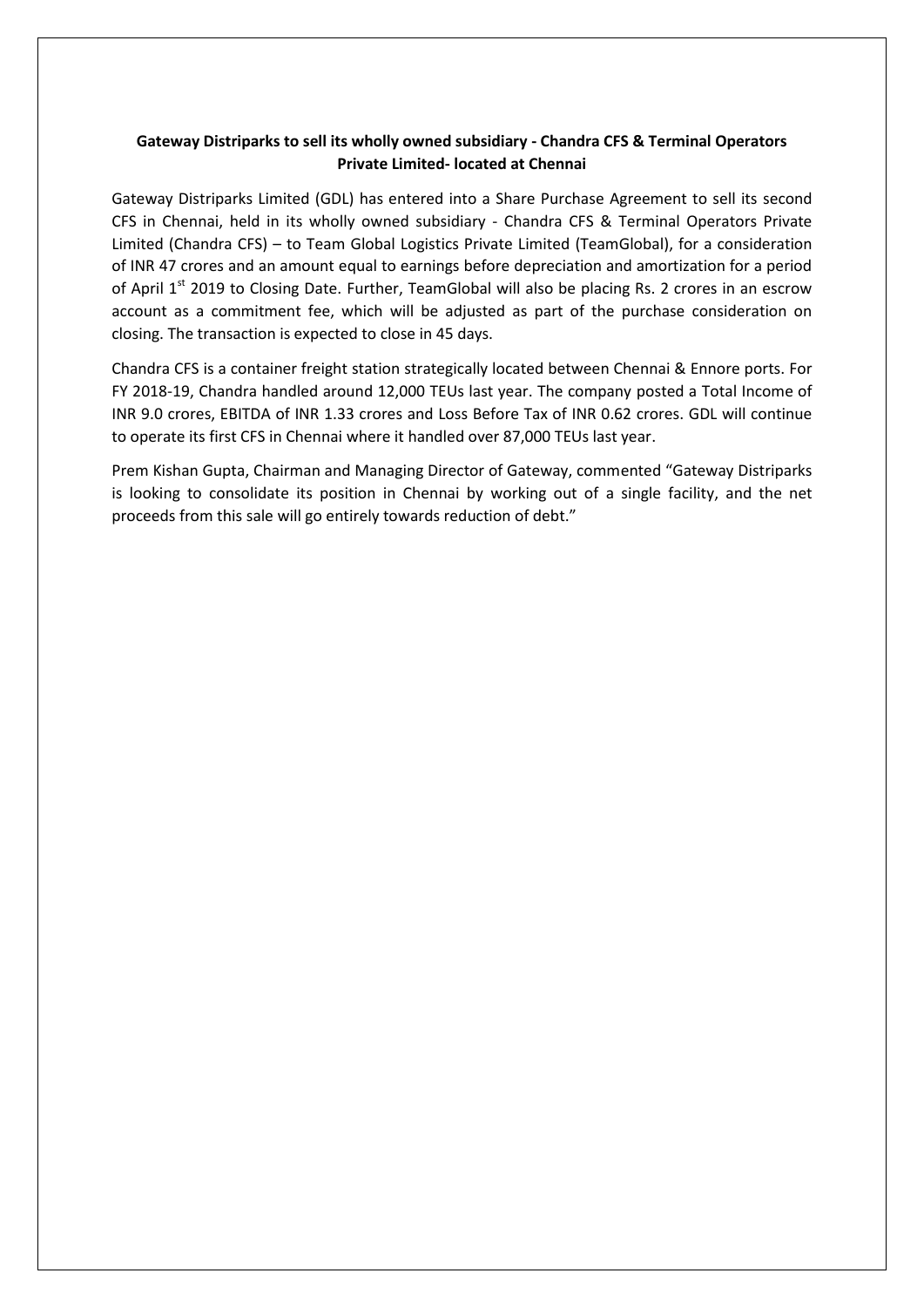**Gateway Distriparks to sell its wholly owned subsidiary - Chandra CFS & Terminal Operators Private Limited- located at Chennai**

Gateway Distriparks Limited (GDL) has entered into a Share Purchase Agreement to sell its second CFS in Chennai, held in its wholly owned subsidiary - Chandra CFS & Terminal Operators Private Limited (Chandra CFS) – to Team Global Logistics Private Limited (TeamGlobal), for a consideration of INR 47 crores and an amount equal to earnings before depreciation and amortization for a period of April 1st 2019 to Closing Date. Further, TeamGlobal will also be placing Rs. 2 crores in an escrow account as a commitment fee, which will be adjusted as part of the purchase consideration on closing. The transaction is expected to close in 45 days.

Chandra CFS is a container freight station strategically located between Chennai & Ennore ports. For FY 2018-19, Chandra handled around 12,000 TEUs last year. The company posted a Total Income of INR 9.0 crores, EBITDA of INR 1.33 crores and Loss Before Tax of INR 0.62 crores. GDL will continue to operate its first CFS in Chennai where it handled over 87,000 TEUs last year.

Prem Kishan Gupta, Chairman and Managing Director of Gateway, commented "Gateway Distriparks is looking to consolidate its position in Chennai by working out of a single facility, and the net proceeds from this sale will go entirely towards reduction of debt."